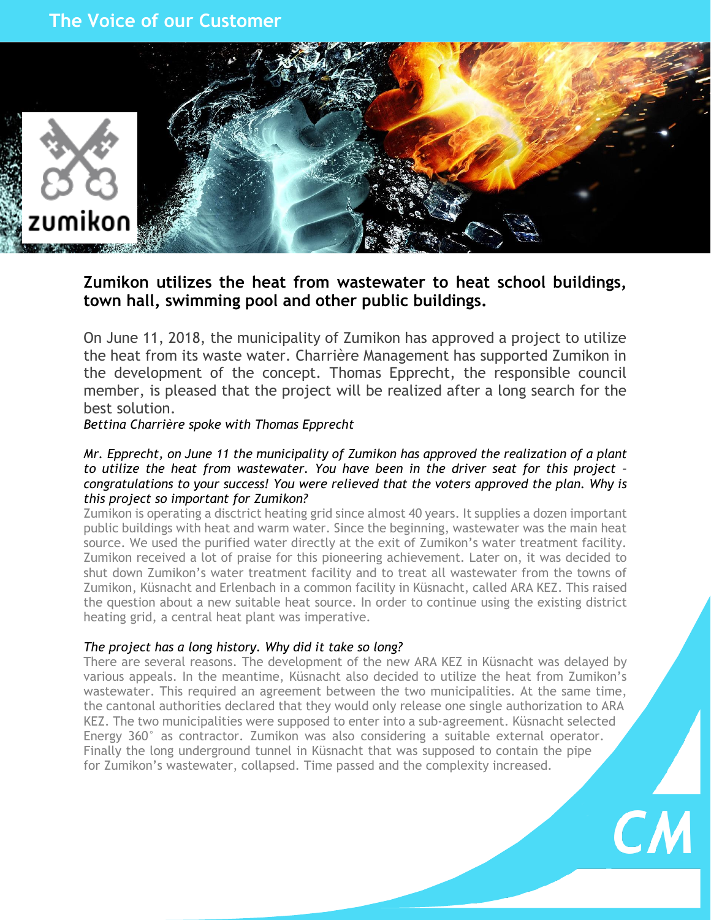# The Voice of our Customer

## Zumikon utilizes the heat from wastewater to heat school buildings, town hall, swimming pool and other public buildings.

On June 11, 2018, the municipality of Zumikon has approved a project to utilize the heat from its waste water. Charrière Management has supported Zumikon in the development of the concept. Thomas Epprecht, the responsible council member, is pleased that the project will be realized after a long search for the best solution.

*Bettina Charrière spoke with Thomas Epprecht*

*Mr. Epprecht, on June 11 the municipality of Zumikon has approved the realization of a plant to utilize the heat from wastewater. You have been in the driver seat for this project – congratulations to your success! You were relieved that the voters approved the plan. Why is this project so important for Zumikon?*

Zumikon is operating a disctrict heating grid since almost 40 years. It supplies a dozen important public buildings with heat and warm water. Since the beginning, wastewater was the main heat source. We used the purified water directly at the exit of Zumikon's water treatment facility. Zumikon received a lot of praise for this pioneering achievement. Later on, it was decided to shut down Zumikon's water treatment facility and to treat all wastewater from the towns of Zumikon, Küsnacht and Erlenbach in a common facility in Küsnacht, called ARA KEZ. This raised the question about a new suitable heat source. In order to continue using the existing district heating grid, a central heat plant was imperative.

*The project has a long history. Why did it take so long?*

There are several reasons. The development of the new ARA KEZ in Küsnacht was delayed by various appeals. In the meantime, Küsnacht also decided to utilize the heat from Zumikon's wastewater. This required an agreement between the two municipalities. At the same time, the cantonal authorities declared that they would only release one single authorization to ARA KEZ. The two municipalities were supposed to enter into a sub-agreement. Küsnacht selected Energy 360° as contractor. Zumikon was also considering a suitable external operator. Finally the long underground tunnel in Küsnacht that was supposed to contain the pipe for Zumikon's wastewater, collapsed. Time passed and the complexity increased.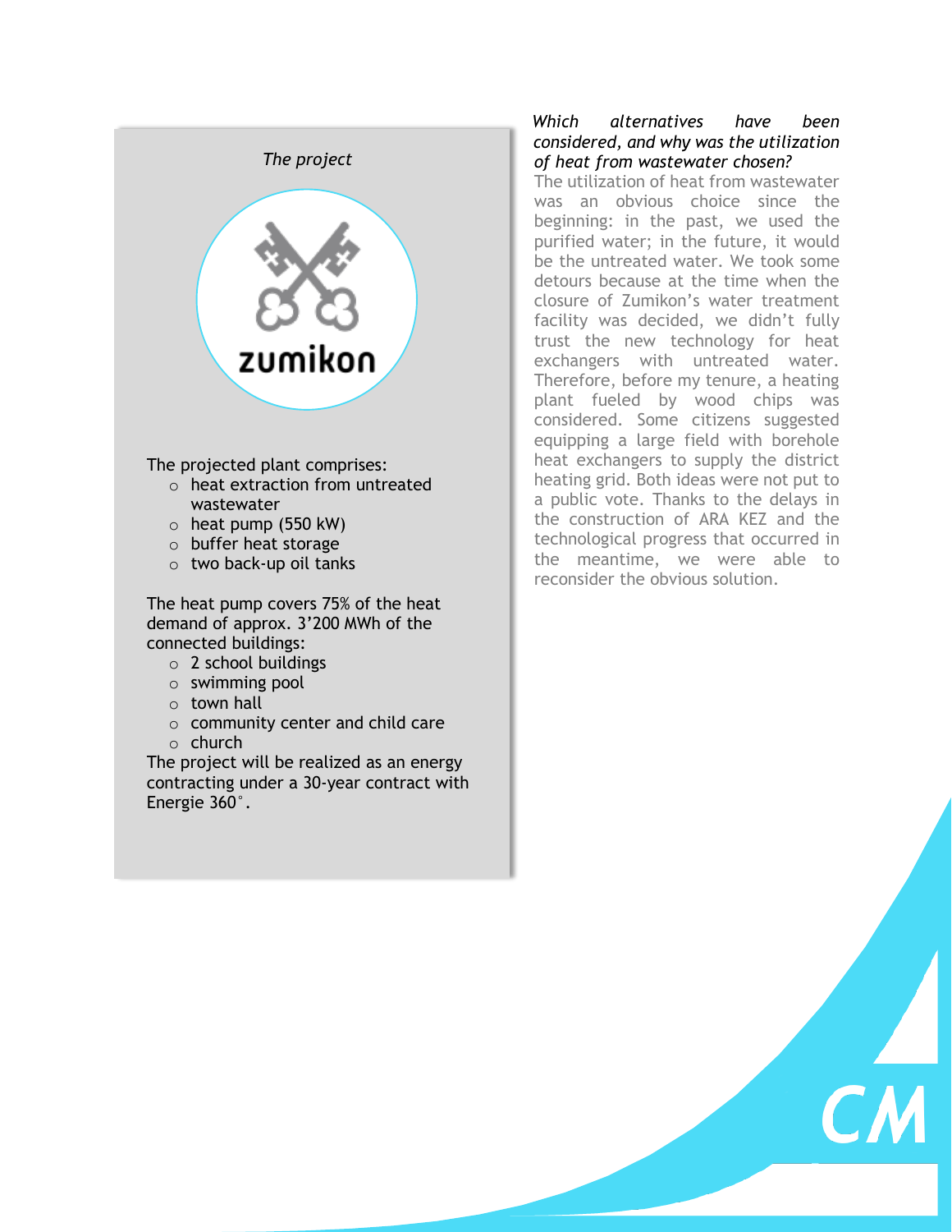*The project*

zumikon

The projected plant comprises:

- heat extraction from untreated wastewater
- heat pump (550 kW)
- buffer heat storage
- two back-up oil tanks

The heat pump covers 75% of the heat demand of approx. 3'200 MWh of the connected buildings:

- 2 school buildings
- swimming pool
- town hall
- community center and child care
- church

The project will be realized as an energy contracting under a 30-year contract with Energie 360°.

*Which alternatives have been considered, and why was the utilization of heat from wastewater chosen?*

The utilization of heat from wastewater was an obvious choice since the beginning: in the past, we used the purified water; in the future, it would be the untreated water. We took some detours because at the time when the closure of Zumikon's water treatment facility was decided, we didn't fully trust the new technology for heat exchangers with untreated water. Therefore, before my tenure, a heating plant fueled by wood chips was considered. Some citizens suggested equipping a large field with borehole heat exchangers to supply the district heating grid. Both ideas were not put to a public vote. Thanks to the delays in the construction of ARA KEZ and the technological progress that occurred in the meantime, we were able to reconsider the obvious solution.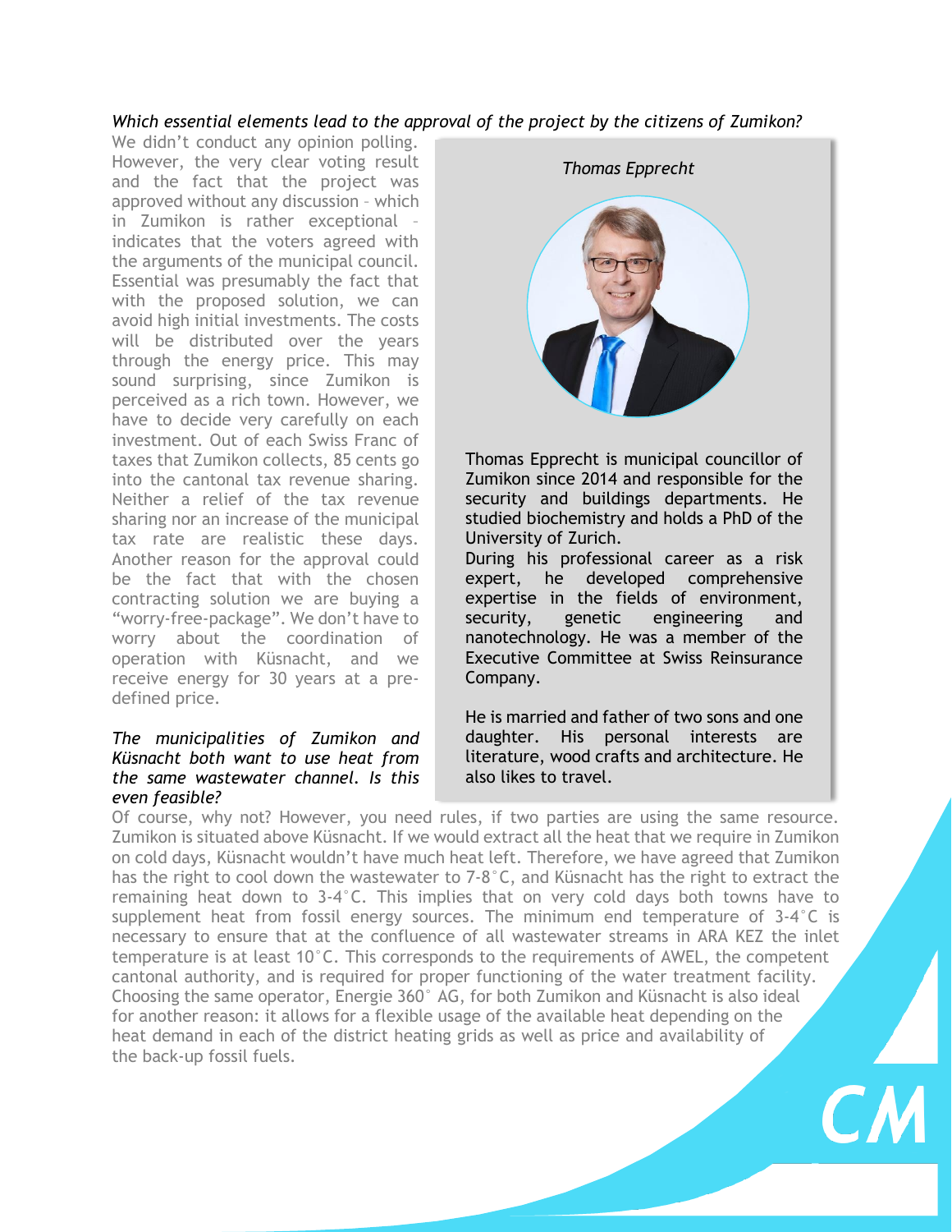*Which essential elements lead to the approval of the project by the citizens of Zumikon?*

We didn't conduct any opinion polling. However, the very clear voting result and the fact that the project was approved without any discussion – which in Zumikon is rather exceptional – indicates that the voters agreed with the arguments of the municipal council. Essential was presumably the fact that with the proposed solution, we can avoid high initial investments. The costs will be distributed over the years through the energy price. This may sound surprising, since Zumikon is perceived as a rich town. However, we have to decide very carefully on each investment. Out of each Swiss Franc of taxes that Zumikon collects, 85 cents go into the cantonal tax revenue sharing. Neither a relief of the tax revenue sharing nor an increase of the municipal tax rate are realistic these days. Another reason for the approval could be the fact that with the chosen contracting solution we are buying a "worry-free-package". We don't have to worry about the coordination of operation with Küsnacht, and we receive energy for 30 years at a pre-defined price.

*Thomas Epprecht*

Thomas Epprecht is municipal councillor of Zumikon since 2014 and responsible for the security and buildings departments. He studied biochemistry and holds a PhD of the University of Zurich.

During his professional career as a risk expert, he developed comprehensive expertise in the fields of environment, security, genetic engineering and nanotechnology. He was a member of the Executive Committee at Swiss Reinsurance Company.

He is married and father of two sons and one daughter. His personal interests are literature, wood crafts and architecture. He also likes to travel.

*The municipalities of Zumikon and Küsnacht both want to use heat from the same wastewater channel. Is this even feasible?*

Of course, why not? However, you need rules, if two parties are using the same resource. Zumikon is situated above Küsnacht. If we would extract all the heat that we require in Zumikon on cold days, Küsnacht wouldn't have much heat left. Therefore, we have agreed that Zumikon has the right to cool down the wastewater to 7-8°C, and Küsnacht has the right to extract the remaining heat down to 3-4°C. This implies that on very cold days both towns have to supplement heat from fossil energy sources. The minimum end temperature of 3-4°C is necessary to ensure that at the confluence of all wastewater streams in ARA KEZ the inlet temperature is at least 10°C. This corresponds to the requirements of AWEL, the competent cantonal authority, and is required for proper functioning of the water treatment facility. Choosing the same operator, Energie 360° AG, for both Zumikon and Küsnacht is also ideal for another reason: it allows for a flexible usage of the available heat depending on the heat demand in each of the district heating grids as well as price and availability of the back-up fossil fuels.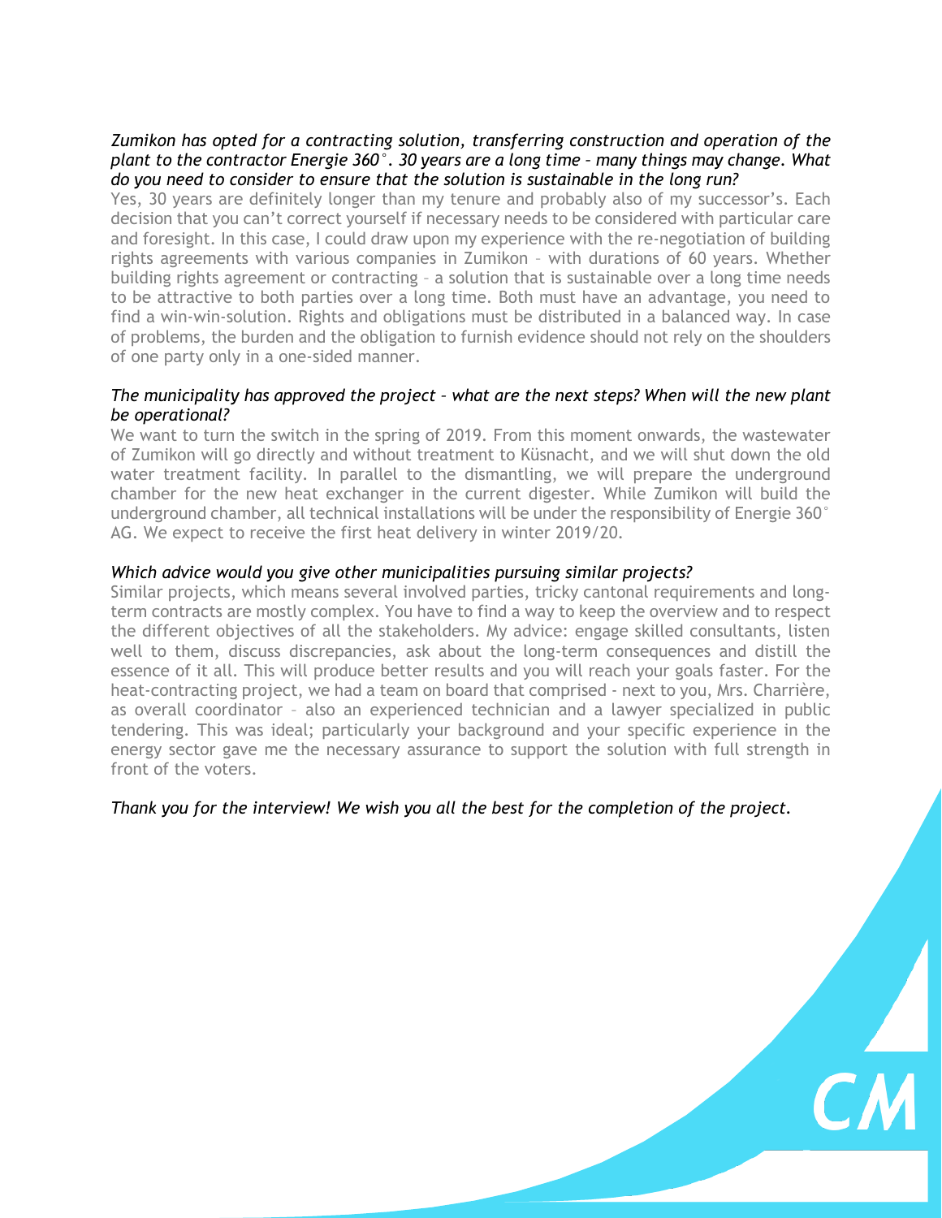*Zumikon has opted for a contracting solution, transferring construction and operation of the plant to the contractor Energie 360°. 30 years are a long time – many things may change. What do you need to consider to ensure that the solution is sustainable in the long run?*

Yes, 30 years are definitely longer than my tenure and probably also of my successor's. Each decision that you can't correct yourself if necessary needs to be considered with particular care and foresight. In this case, I could draw upon my experience with the re-negotiation of building rights agreements with various companies in Zumikon – with durations of 60 years. Whether building rights agreement or contracting – a solution that is sustainable over a long time needs to be attractive to both parties over a long time. Both must have an advantage, you need to find a win-win-solution. Rights and obligations must be distributed in a balanced way. In case of problems, the burden and the obligation to furnish evidence should not rely on the shoulders of one party only in a one-sided manner.

*The municipality has approved the project – what are the next steps? When will the new plant be operational?*

We want to turn the switch in the spring of 2019. From this moment onwards, the wastewater of Zumikon will go directly and without treatment to Küsnacht, and we will shut down the old water treatment facility. In parallel to the dismantling, we will prepare the underground chamber for the new heat exchanger in the current digester. While Zumikon will build the underground chamber, all technical installations will be under the responsibility of Energie 360° AG. We expect to receive the first heat delivery in winter 2019/20.

*Which advice would you give other municipalities pursuing similar projects?*

Similar projects, which means several involved parties, tricky cantonal requirements and long-term contracts are mostly complex. You have to find a way to keep the overview and to respect the different objectives of all the stakeholders. My advice: engage skilled consultants, listen well to them, discuss discrepancies, ask about the long-term consequences and distill the essence of it all. This will produce better results and you will reach your goals faster. For the heat-contracting project, we had a team on board that comprised - next to you, Mrs. Charrière, as overall coordinator – also an experienced technician and a lawyer specialized in public tendering. This was ideal; particularly your background and your specific experience in the energy sector gave me the necessary assurance to support the solution with full strength in front of the voters.

*Thank you for the interview! We wish you all the best for the completion of the project.*